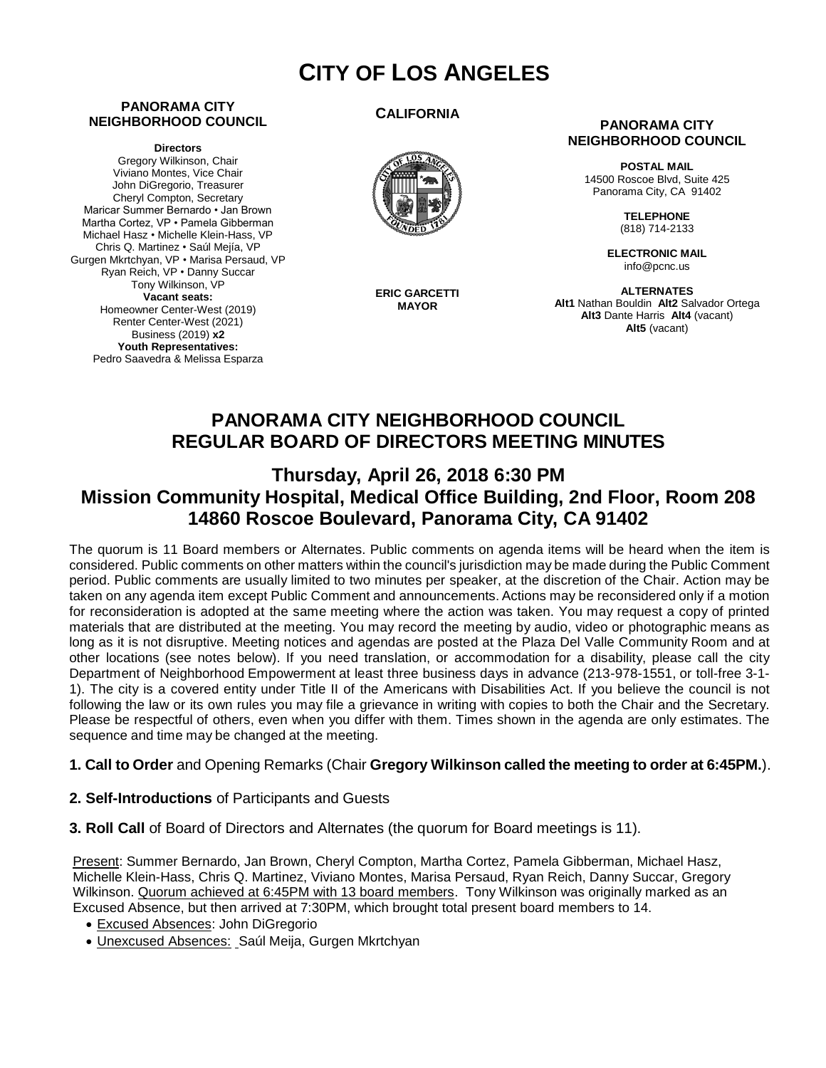# CITY OF LOS ANGELES

**PANORAMA CITY NEIGHBORHOOD COUNCIL**

**Directors**
Gregory Wilkinson, Chair
Viviano Montes, Vice Chair
John DiGregorio, Treasurer
Cheryl Compton, Secretary
Maricar Summer Bernardo • Jan Brown
Martha Cortez, VP • Pamela Gibberman
Michael Hasz • Michelle Klein-Hass, VP
Chris Q. Martinez • Saúl Mejía, VP
Gurgen Mkrtchyan, VP • Marisa Persaud, VP
Ryan Reich, VP • Danny Succar
Tony Wilkinson, VP
**Vacant seats:**
Homeowner Center-West (2019)
Renter Center-West (2021)
Business (2019) **x2**
**Youth Representatives:**
Pedro Saavedra & Melissa Esparza

**CALIFORNIA**

**ERIC GARCETTI**
**MAYOR**

**PANORAMA CITY NEIGHBORHOOD COUNCIL**

**POSTAL MAIL**
14500 Roscoe Blvd, Suite 425
Panorama City, CA 91402

**TELEPHONE**
(818) 714-2133

**ELECTRONIC MAIL**
info@pcnc.us

**ALTERNATES**
**Alt1** Nathan Bouldin **Alt2** Salvador Ortega
**Alt3** Dante Harris **Alt4** (vacant)
**Alt5** (vacant)

## PANORAMA CITY NEIGHBORHOOD COUNCIL
## REGULAR BOARD OF DIRECTORS MEETING MINUTES

### Thursday, April 26, 2018 6:30 PM
### Mission Community Hospital, Medical Office Building, 2nd Floor, Room 208
### 14860 Roscoe Boulevard, Panorama City, CA 91402

The quorum is 11 Board members or Alternates. Public comments on agenda items will be heard when the item is considered. Public comments on other matters within the council's jurisdiction may be made during the Public Comment period. Public comments are usually limited to two minutes per speaker, at the discretion of the Chair. Action may be taken on any agenda item except Public Comment and announcements. Actions may be reconsidered only if a motion for reconsideration is adopted at the same meeting where the action was taken. You may request a copy of printed materials that are distributed at the meeting. You may record the meeting by audio, video or photographic means as long as it is not disruptive. Meeting notices and agendas are posted at the Plaza Del Valle Community Room and at other locations (see notes below). If you need translation, or accommodation for a disability, please call the city Department of Neighborhood Empowerment at least three business days in advance (213-978-1551, or toll-free 3-1-1). The city is a covered entity under Title II of the Americans with Disabilities Act. If you believe the council is not following the law or its own rules you may file a grievance in writing with copies to both the Chair and the Secretary. Please be respectful of others, even when you differ with them. Times shown in the agenda are only estimates. The sequence and time may be changed at the meeting.

**1. Call to Order** and Opening Remarks (Chair **Gregory Wilkinson called the meeting to order at 6:45PM.**).

**2. Self-Introductions** of Participants and Guests

**3. Roll Call** of Board of Directors and Alternates (the quorum for Board meetings is 11).

Present: Summer Bernardo, Jan Brown, Cheryl Compton, Martha Cortez, Pamela Gibberman, Michael Hasz, Michelle Klein-Hass, Chris Q. Martinez, Viviano Montes, Marisa Persaud, Ryan Reich, Danny Succar, Gregory Wilkinson. Quorum achieved at 6:45PM with 13 board members. Tony Wilkinson was originally marked as an Excused Absence, but then arrived at 7:30PM, which brought total present board members to 14.

- Excused Absences: John DiGregorio
- Unexcused Absences: Saúl Meija, Gurgen Mkrtchyan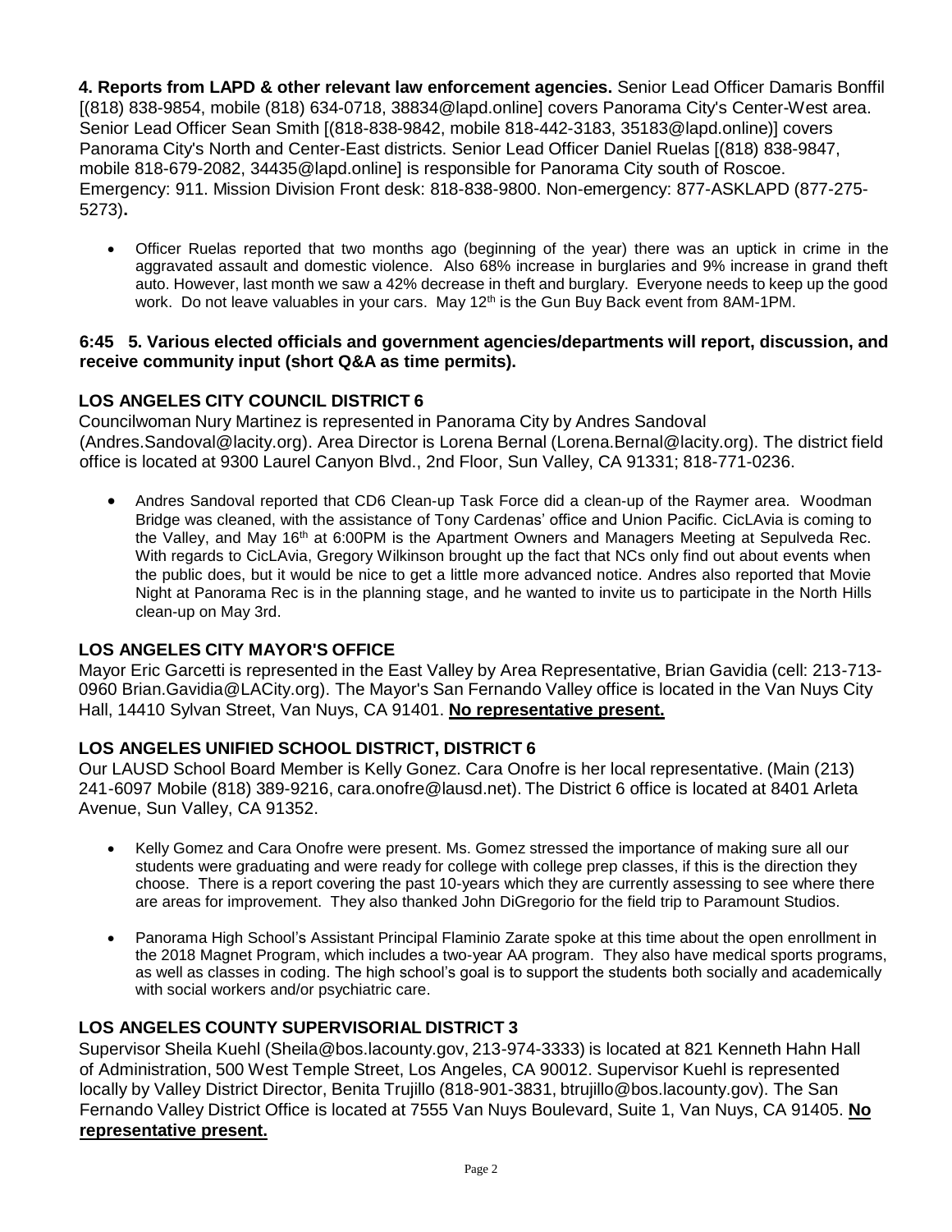**4. Reports from LAPD & other relevant law enforcement agencies.** Senior Lead Officer Damaris Bonffil [(818) 838-9854, mobile (818) 634-0718, 38834@lapd.online] covers Panorama City's Center-West area. Senior Lead Officer Sean Smith [(818-838-9842, mobile 818-442-3183, 35183@lapd.online)] covers Panorama City's North and Center-East districts. Senior Lead Officer Daniel Ruelas [(818) 838-9847, mobile 818-679-2082, 34435@lapd.online] is responsible for Panorama City south of Roscoe. Emergency: 911. Mission Division Front desk: 818-838-9800. Non-emergency: 877-ASKLAPD (877-275-5273)**.**

- Officer Ruelas reported that two months ago (beginning of the year) there was an uptick in crime in the aggravated assault and domestic violence. Also 68% increase in burglaries and 9% increase in grand theft auto. However, last month we saw a 42% decrease in theft and burglary. Everyone needs to keep up the good work. Do not leave valuables in your cars. May 12th is the Gun Buy Back event from 8AM-1PM.

**6:45 5. Various elected officials and government agencies/departments will report, discussion, and receive community input (short Q&A as time permits).**

**LOS ANGELES CITY COUNCIL DISTRICT 6**

Councilwoman Nury Martinez is represented in Panorama City by Andres Sandoval (Andres.Sandoval@lacity.org). Area Director is Lorena Bernal (Lorena.Bernal@lacity.org). The district field office is located at 9300 Laurel Canyon Blvd., 2nd Floor, Sun Valley, CA 91331; 818-771-0236.

- Andres Sandoval reported that CD6 Clean-up Task Force did a clean-up of the Raymer area. Woodman Bridge was cleaned, with the assistance of Tony Cardenas' office and Union Pacific. CicLAvia is coming to the Valley, and May 16th at 6:00PM is the Apartment Owners and Managers Meeting at Sepulveda Rec. With regards to CicLAvia, Gregory Wilkinson brought up the fact that NCs only find out about events when the public does, but it would be nice to get a little more advanced notice. Andres also reported that Movie Night at Panorama Rec is in the planning stage, and he wanted to invite us to participate in the North Hills clean-up on May 3rd.

**LOS ANGELES CITY MAYOR'S OFFICE**

Mayor Eric Garcetti is represented in the East Valley by Area Representative, Brian Gavidia (cell: 213-713-0960 Brian.Gavidia@LACity.org). The Mayor's San Fernando Valley office is located in the Van Nuys City Hall, 14410 Sylvan Street, Van Nuys, CA 91401. **No representative present.**

**LOS ANGELES UNIFIED SCHOOL DISTRICT, DISTRICT 6**

Our LAUSD School Board Member is Kelly Gonez. Cara Onofre is her local representative. (Main (213) 241-6097 Mobile (818) 389-9216, cara.onofre@lausd.net). The District 6 office is located at 8401 Arleta Avenue, Sun Valley, CA 91352.

- Kelly Gomez and Cara Onofre were present. Ms. Gomez stressed the importance of making sure all our students were graduating and were ready for college with college prep classes, if this is the direction they choose. There is a report covering the past 10-years which they are currently assessing to see where there are areas for improvement. They also thanked John DiGregorio for the field trip to Paramount Studios.
- Panorama High School's Assistant Principal Flaminio Zarate spoke at this time about the open enrollment in the 2018 Magnet Program, which includes a two-year AA program. They also have medical sports programs, as well as classes in coding. The high school's goal is to support the students both socially and academically with social workers and/or psychiatric care.

**LOS ANGELES COUNTY SUPERVISORIAL DISTRICT 3**

Supervisor Sheila Kuehl (Sheila@bos.lacounty.gov, 213-974-3333) is located at 821 Kenneth Hahn Hall of Administration, 500 West Temple Street, Los Angeles, CA 90012. Supervisor Kuehl is represented locally by Valley District Director, Benita Trujillo (818-901-3831, btrujillo@bos.lacounty.gov). The San Fernando Valley District Office is located at 7555 Van Nuys Boulevard, Suite 1, Van Nuys, CA 91405. **No representative present.**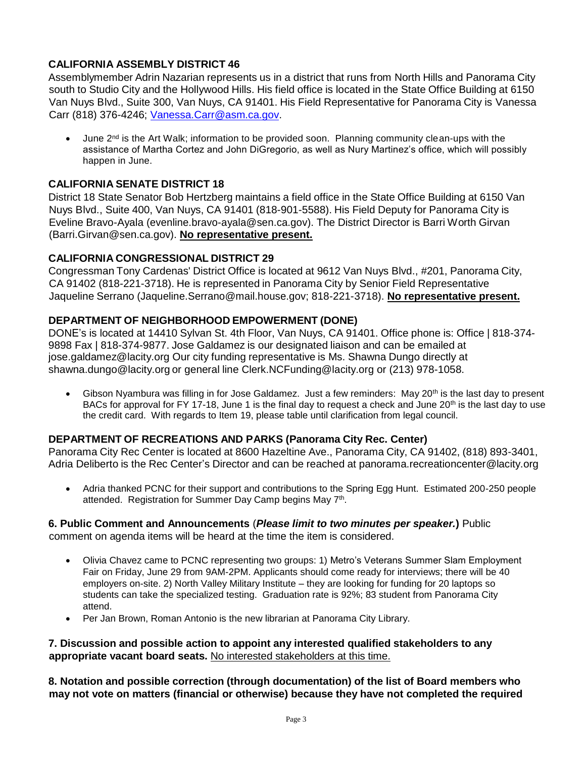**CALIFORNIA ASSEMBLY DISTRICT 46**

Assemblymember Adrin Nazarian represents us in a district that runs from North Hills and Panorama City south to Studio City and the Hollywood Hills. His field office is located in the State Office Building at 6150 Van Nuys Blvd., Suite 300, Van Nuys, CA 91401. His Field Representative for Panorama City is Vanessa Carr (818) 376-4246; Vanessa.Carr@asm.ca.gov.

- June 2nd is the Art Walk; information to be provided soon. Planning community clean-ups with the assistance of Martha Cortez and John DiGregorio, as well as Nury Martinez's office, which will possibly happen in June.

**CALIFORNIA SENATE DISTRICT 18**

District 18 State Senator Bob Hertzberg maintains a field office in the State Office Building at 6150 Van Nuys Blvd., Suite 400, Van Nuys, CA 91401 (818-901-5588). His Field Deputy for Panorama City is Eveline Bravo-Ayala (evenline.bravo-ayala@sen.ca.gov). The District Director is Barri Worth Girvan (Barri.Girvan@sen.ca.gov). **No representative present.**

**CALIFORNIA CONGRESSIONAL DISTRICT 29**

Congressman Tony Cardenas' District Office is located at 9612 Van Nuys Blvd., #201, Panorama City, CA 91402 (818-221-3718). He is represented in Panorama City by Senior Field Representative Jaqueline Serrano (Jaqueline.Serrano@mail.house.gov; 818-221-3718). **No representative present.**

**DEPARTMENT OF NEIGHBORHOOD EMPOWERMENT (DONE)**

DONE's is located at 14410 Sylvan St. 4th Floor, Van Nuys, CA 91401. Office phone is: Office | 818-374-9898 Fax | 818-374-9877. Jose Galdamez is our designated liaison and can be emailed at jose.galdamez@lacity.org Our city funding representative is Ms. Shawna Dungo directly at shawna.dungo@lacity.org or general line Clerk.NCFunding@lacity.org or (213) 978-1058.

- Gibson Nyambura was filling in for Jose Galdamez. Just a few reminders: May 20th is the last day to present BACs for approval for FY 17-18, June 1 is the final day to request a check and June 20th is the last day to use the credit card. With regards to Item 19, please table until clarification from legal council.

**DEPARTMENT OF RECREATIONS AND PARKS (Panorama City Rec. Center)**

Panorama City Rec Center is located at 8600 Hazeltine Ave., Panorama City, CA 91402, (818) 893-3401, Adria Deliberto is the Rec Center's Director and can be reached at panorama.recreationcenter@lacity.org

- Adria thanked PCNC for their support and contributions to the Spring Egg Hunt. Estimated 200-250 people attended. Registration for Summer Day Camp begins May 7th.

**6. Public Comment and Announcements** (***Please limit to two minutes per speaker.***) Public comment on agenda items will be heard at the time the item is considered.

- Olivia Chavez came to PCNC representing two groups: 1) Metro's Veterans Summer Slam Employment Fair on Friday, June 29 from 9AM-2PM. Applicants should come ready for interviews; there will be 40 employers on-site. 2) North Valley Military Institute – they are looking for funding for 20 laptops so students can take the specialized testing. Graduation rate is 92%; 83 student from Panorama City attend.
- Per Jan Brown, Roman Antonio is the new librarian at Panorama City Library.

**7. Discussion and possible action to appoint any interested qualified stakeholders to any appropriate vacant board seats.** No interested stakeholders at this time.

**8. Notation and possible correction (through documentation) of the list of Board members who may not vote on matters (financial or otherwise) because they have not completed the required**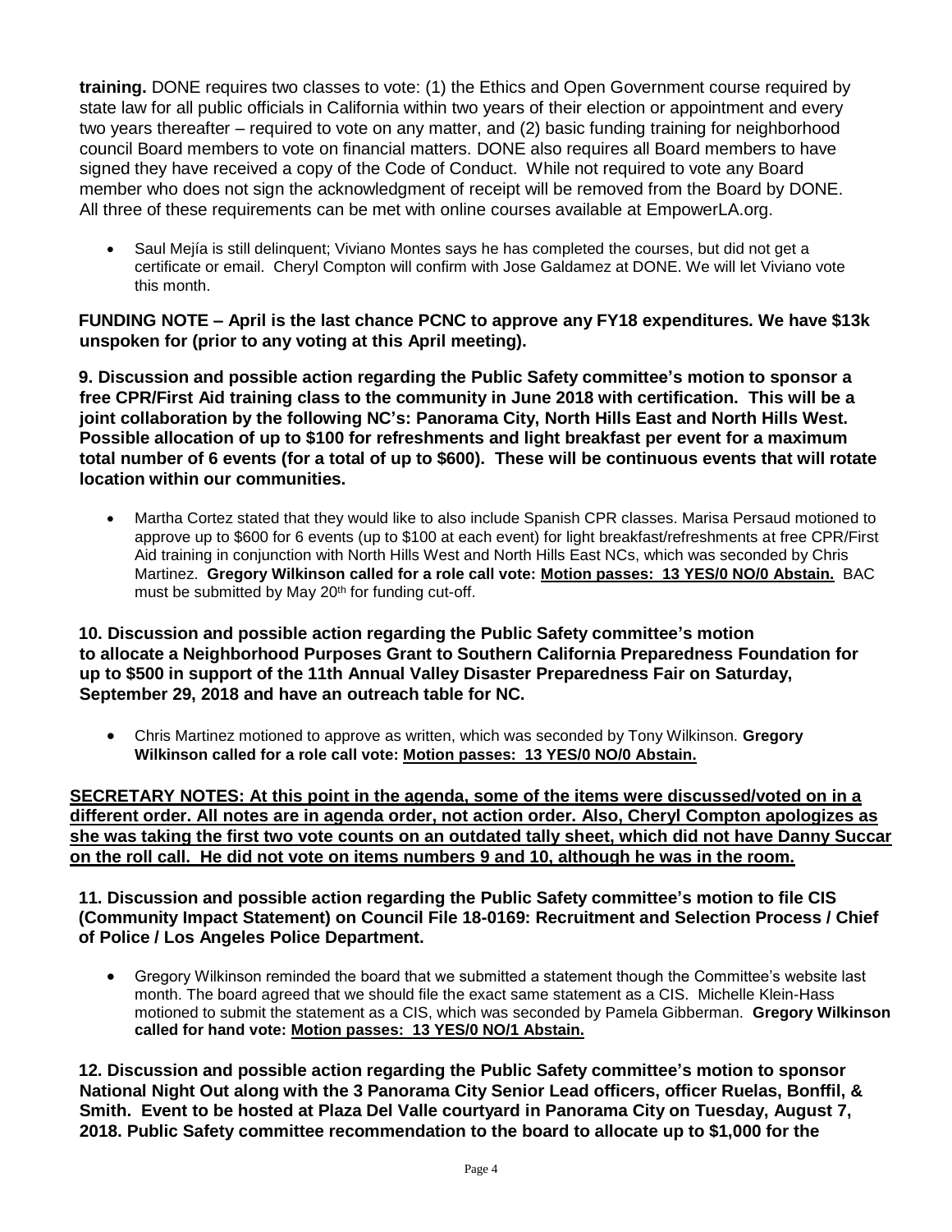**training.** DONE requires two classes to vote: (1) the Ethics and Open Government course required by state law for all public officials in California within two years of their election or appointment and every two years thereafter – required to vote on any matter, and (2) basic funding training for neighborhood council Board members to vote on financial matters. DONE also requires all Board members to have signed they have received a copy of the Code of Conduct. While not required to vote any Board member who does not sign the acknowledgment of receipt will be removed from the Board by DONE. All three of these requirements can be met with online courses available at EmpowerLA.org.

- Saul Mejía is still delinquent; Viviano Montes says he has completed the courses, but did not get a certificate or email. Cheryl Compton will confirm with Jose Galdamez at DONE. We will let Viviano vote this month.

**FUNDING NOTE – April is the last chance PCNC to approve any FY18 expenditures. We have $13k unspoken for (prior to any voting at this April meeting).**

**9. Discussion and possible action regarding the Public Safety committee's motion to sponsor a free CPR/First Aid training class to the community in June 2018 with certification. This will be a joint collaboration by the following NC's: Panorama City, North Hills East and North Hills West. Possible allocation of up to $100 for refreshments and light breakfast per event for a maximum total number of 6 events (for a total of up to $600). These will be continuous events that will rotate location within our communities.**

- Martha Cortez stated that they would like to also include Spanish CPR classes. Marisa Persaud motioned to approve up to $600 for 6 events (up to $100 at each event) for light breakfast/refreshments at free CPR/First Aid training in conjunction with North Hills West and North Hills East NCs, which was seconded by Chris Martinez. **Gregory Wilkinson called for a role call vote: <u>Motion passes: 13 YES/0 NO/0 Abstain.</u>** BAC must be submitted by May 20th for funding cut-off.

**10. Discussion and possible action regarding the Public Safety committee's motion to allocate a Neighborhood Purposes Grant to Southern California Preparedness Foundation for up to $500 in support of the 11th Annual Valley Disaster Preparedness Fair on Saturday, September 29, 2018 and have an outreach table for NC.**

- Chris Martinez motioned to approve as written, which was seconded by Tony Wilkinson. **Gregory Wilkinson called for a role call vote: <u>Motion passes: 13 YES/0 NO/0 Abstain.</u>**

<u>**SECRETARY NOTES: At this point in the agenda, some of the items were discussed/voted on in a different order. All notes are in agenda order, not action order. Also, Cheryl Compton apologizes as she was taking the first two vote counts on an outdated tally sheet, which did not have Danny Succar on the roll call. He did not vote on items numbers 9 and 10, although he was in the room.**</u>

**11. Discussion and possible action regarding the Public Safety committee's motion to file CIS (Community Impact Statement) on Council File 18-0169: Recruitment and Selection Process / Chief of Police / Los Angeles Police Department.**

- Gregory Wilkinson reminded the board that we submitted a statement though the Committee's website last month. The board agreed that we should file the exact same statement as a CIS. Michelle Klein-Hass motioned to submit the statement as a CIS, which was seconded by Pamela Gibberman. **Gregory Wilkinson called for hand vote: <u>Motion passes: 13 YES/0 NO/1 Abstain.</u>**

**12. Discussion and possible action regarding the Public Safety committee's motion to sponsor National Night Out along with the 3 Panorama City Senior Lead officers, officer Ruelas, Bonffil, & Smith. Event to be hosted at Plaza Del Valle courtyard in Panorama City on Tuesday, August 7, 2018. Public Safety committee recommendation to the board to allocate up to $1,000 for the**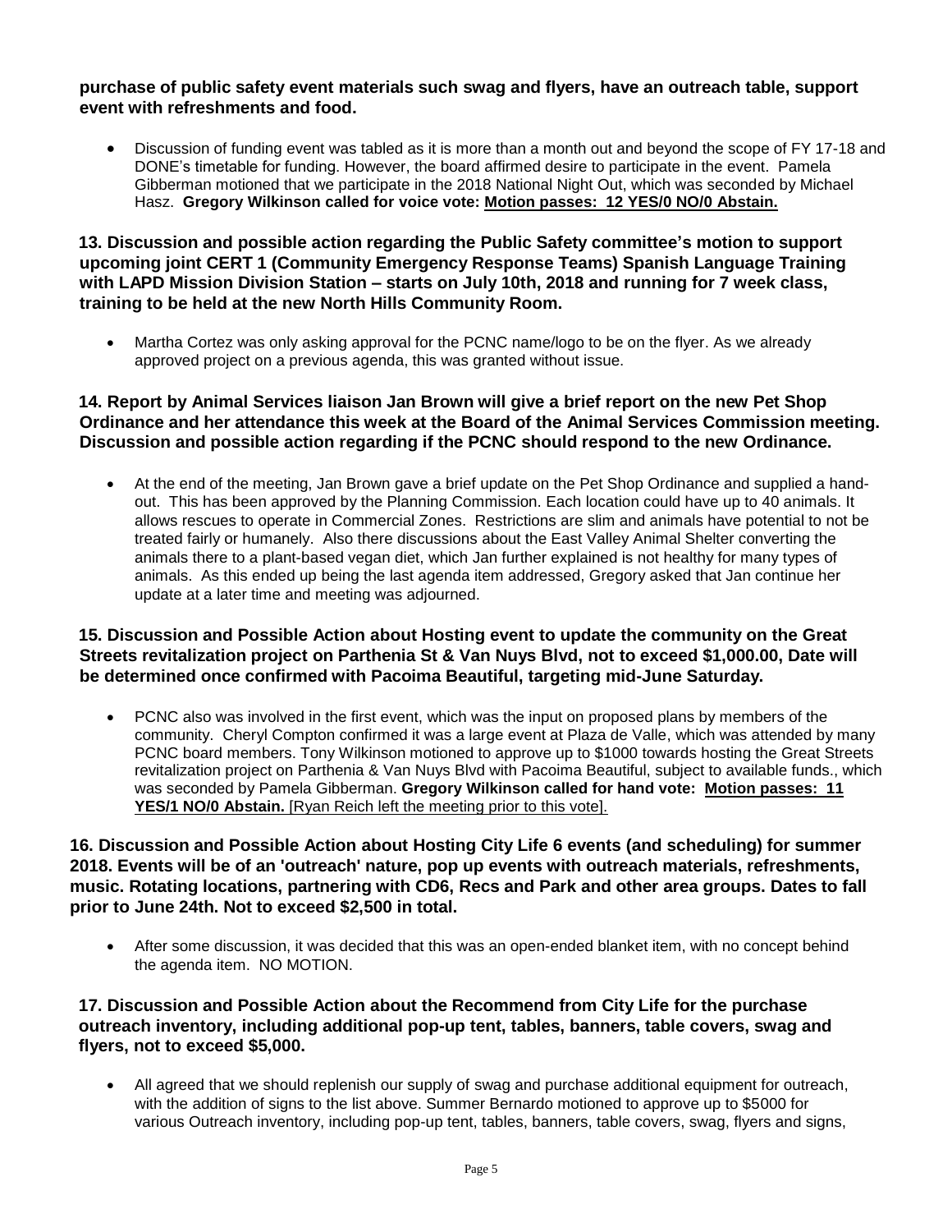**purchase of public safety event materials such swag and flyers, have an outreach table, support event with refreshments and food.**

- Discussion of funding event was tabled as it is more than a month out and beyond the scope of FY 17-18 and DONE's timetable for funding. However, the board affirmed desire to participate in the event. Pamela Gibberman motioned that we participate in the 2018 National Night Out, which was seconded by Michael Hasz. **Gregory Wilkinson called for voice vote: Motion passes: 12 YES/0 NO/0 Abstain.**

**13. Discussion and possible action regarding the Public Safety committee's motion to support upcoming joint CERT 1 (Community Emergency Response Teams) Spanish Language Training with LAPD Mission Division Station – starts on July 10th, 2018 and running for 7 week class, training to be held at the new North Hills Community Room.**

- Martha Cortez was only asking approval for the PCNC name/logo to be on the flyer. As we already approved project on a previous agenda, this was granted without issue.

**14. Report by Animal Services liaison Jan Brown will give a brief report on the new Pet Shop Ordinance and her attendance this week at the Board of the Animal Services Commission meeting. Discussion and possible action regarding if the PCNC should respond to the new Ordinance.**

- At the end of the meeting, Jan Brown gave a brief update on the Pet Shop Ordinance and supplied a hand-out. This has been approved by the Planning Commission. Each location could have up to 40 animals. It allows rescues to operate in Commercial Zones. Restrictions are slim and animals have potential to not be treated fairly or humanely. Also there discussions about the East Valley Animal Shelter converting the animals there to a plant-based vegan diet, which Jan further explained is not healthy for many types of animals. As this ended up being the last agenda item addressed, Gregory asked that Jan continue her update at a later time and meeting was adjourned.

**15. Discussion and Possible Action about Hosting event to update the community on the Great Streets revitalization project on Parthenia St & Van Nuys Blvd, not to exceed $1,000.00, Date will be determined once confirmed with Pacoima Beautiful, targeting mid-June Saturday.**

- PCNC also was involved in the first event, which was the input on proposed plans by members of the community. Cheryl Compton confirmed it was a large event at Plaza de Valle, which was attended by many PCNC board members. Tony Wilkinson motioned to approve up to $1000 towards hosting the Great Streets revitalization project on Parthenia & Van Nuys Blvd with Pacoima Beautiful, subject to available funds., which was seconded by Pamela Gibberman. **Gregory Wilkinson called for hand vote: Motion passes: 11 YES/1 NO/0 Abstain.** [Ryan Reich left the meeting prior to this vote].

**16. Discussion and Possible Action about Hosting City Life 6 events (and scheduling) for summer 2018. Events will be of an 'outreach' nature, pop up events with outreach materials, refreshments, music. Rotating locations, partnering with CD6, Recs and Park and other area groups. Dates to fall prior to June 24th. Not to exceed $2,500 in total.**

- After some discussion, it was decided that this was an open-ended blanket item, with no concept behind the agenda item. NO MOTION.

**17. Discussion and Possible Action about the Recommend from City Life for the purchase outreach inventory, including additional pop-up tent, tables, banners, table covers, swag and flyers, not to exceed $5,000.**

- All agreed that we should replenish our supply of swag and purchase additional equipment for outreach, with the addition of signs to the list above. Summer Bernardo motioned to approve up to $5000 for various Outreach inventory, including pop-up tent, tables, banners, table covers, swag, flyers and signs,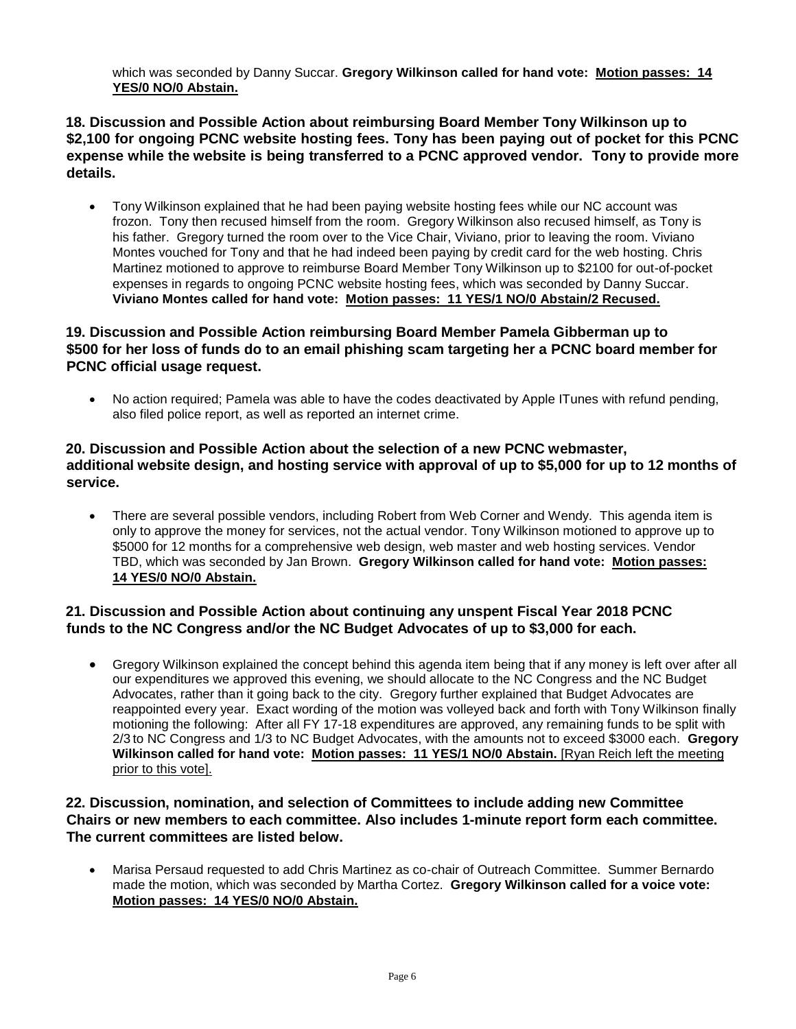which was seconded by Danny Succar. **Gregory Wilkinson called for hand vote: <u>Motion passes: 14 YES/0 NO/0 Abstain.</u>**

**18. Discussion and Possible Action about reimbursing Board Member Tony Wilkinson up to $2,100 for ongoing PCNC website hosting fees. Tony has been paying out of pocket for this PCNC expense while the website is being transferred to a PCNC approved vendor. Tony to provide more details.**

- Tony Wilkinson explained that he had been paying website hosting fees while our NC account was frozon. Tony then recused himself from the room. Gregory Wilkinson also recused himself, as Tony is his father. Gregory turned the room over to the Vice Chair, Viviano, prior to leaving the room. Viviano Montes vouched for Tony and that he had indeed been paying by credit card for the web hosting. Chris Martinez motioned to approve to reimburse Board Member Tony Wilkinson up to $2100 for out-of-pocket expenses in regards to ongoing PCNC website hosting fees, which was seconded by Danny Succar. **Viviano Montes called for hand vote: <u>Motion passes: 11 YES/1 NO/0 Abstain/2 Recused.</u>**

**19. Discussion and Possible Action reimbursing Board Member Pamela Gibberman up to $500 for her loss of funds do to an email phishing scam targeting her a PCNC board member for PCNC official usage request.**

- No action required; Pamela was able to have the codes deactivated by Apple ITunes with refund pending, also filed police report, as well as reported an internet crime.

**20. Discussion and Possible Action about the selection of a new PCNC webmaster, additional website design, and hosting service with approval of up to $5,000 for up to 12 months of service.**

- There are several possible vendors, including Robert from Web Corner and Wendy. This agenda item is only to approve the money for services, not the actual vendor. Tony Wilkinson motioned to approve up to $5000 for 12 months for a comprehensive web design, web master and web hosting services. Vendor TBD, which was seconded by Jan Brown. **Gregory Wilkinson called for hand vote: <u>Motion passes: 14 YES/0 NO/0 Abstain.</u>**

**21. Discussion and Possible Action about continuing any unspent Fiscal Year 2018 PCNC funds to the NC Congress and/or the NC Budget Advocates of up to $3,000 for each.**

- Gregory Wilkinson explained the concept behind this agenda item being that if any money is left over after all our expenditures we approved this evening, we should allocate to the NC Congress and the NC Budget Advocates, rather than it going back to the city. Gregory further explained that Budget Advocates are reappointed every year. Exact wording of the motion was volleyed back and forth with Tony Wilkinson finally motioning the following: After all FY 17-18 expenditures are approved, any remaining funds to be split with 2/3 to NC Congress and 1/3 to NC Budget Advocates, with the amounts not to exceed $3000 each. **Gregory Wilkinson called for hand vote: <u>Motion passes: 11 YES/1 NO/0 Abstain.</u>** <u>[Ryan Reich left the meeting prior to this vote].</u>

**22. Discussion, nomination, and selection of Committees to include adding new Committee Chairs or new members to each committee. Also includes 1-minute report form each committee. The current committees are listed below.**

- Marisa Persaud requested to add Chris Martinez as co-chair of Outreach Committee. Summer Bernardo made the motion, which was seconded by Martha Cortez. **Gregory Wilkinson called for a voice vote: <u>Motion passes: 14 YES/0 NO/0 Abstain.</u>**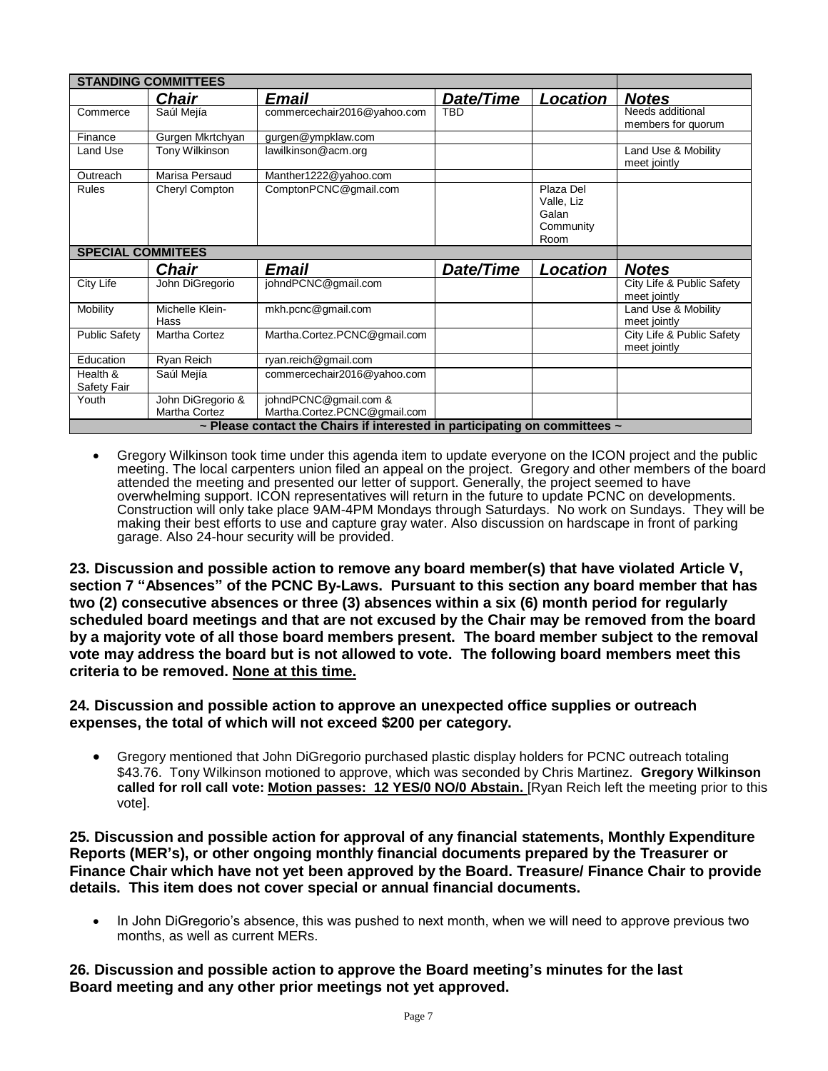| STANDING COMMITTEES | | | | | |
|---|---|---|---|---|---|
| | ***Chair*** | ***Email*** | ***Date/Time*** | ***Location*** | ***Notes*** |
| Commerce | Saúl Mejía | commercechair2016@yahoo.com | TBD | | Needs additional members for quorum |
| Finance | Gurgen Mkrtchyan | gurgen@ympklaw.com | | | |
| Land Use | Tony Wilkinson | lawilkinson@acm.org | | | Land Use & Mobility meet jointly |
| Outreach | Marisa Persaud | Manther1222@yahoo.com | | | |
| Rules | Cheryl Compton | ComptonPCNC@gmail.com | | Plaza Del Valle, Liz Galan Community Room | |
| **SPECIAL COMMITEES** | | | | | |
| | ***Chair*** | ***Email*** | ***Date/Time*** | ***Location*** | ***Notes*** |
| City Life | John DiGregorio | johndPCNC@gmail.com | | | City Life & Public Safety meet jointly |
| Mobility | Michelle Klein-Hass | mkh.pcnc@gmail.com | | | Land Use & Mobility meet jointly |
| Public Safety | Martha Cortez | Martha.Cortez.PCNC@gmail.com | | | City Life & Public Safety meet jointly |
| Education | Ryan Reich | ryan.reich@gmail.com | | | |
| Health & Safety Fair | Saúl Mejía | commercechair2016@yahoo.com | | | |
| Youth | John DiGregorio & Martha Cortez | johndPCNC@gmail.com & Martha.Cortez.PCNC@gmail.com | | | |
| **~ Please contact the Chairs if interested in participating on committees ~** | | | | | |

- Gregory Wilkinson took time under this agenda item to update everyone on the ICON project and the public meeting. The local carpenters union filed an appeal on the project. Gregory and other members of the board attended the meeting and presented our letter of support. Generally, the project seemed to have overwhelming support. ICON representatives will return in the future to update PCNC on developments. Construction will only take place 9AM-4PM Mondays through Saturdays. No work on Sundays. They will be making their best efforts to use and capture gray water. Also discussion on hardscape in front of parking garage. Also 24-hour security will be provided.

**23. Discussion and possible action to remove any board member(s) that have violated Article V, section 7 "Absences" of the PCNC By-Laws. Pursuant to this section any board member that has two (2) consecutive absences or three (3) absences within a six (6) month period for regularly scheduled board meetings and that are not excused by the Chair may be removed from the board by a majority vote of all those board members present. The board member subject to the removal vote may address the board but is not allowed to vote. The following board members meet this criteria to be removed. <u>None at this time.</u>**

**24. Discussion and possible action to approve an unexpected office supplies or outreach expenses, the total of which will not exceed $200 per category.**

- Gregory mentioned that John DiGregorio purchased plastic display holders for PCNC outreach totaling $43.76. Tony Wilkinson motioned to approve, which was seconded by Chris Martinez. **Gregory Wilkinson called for roll call vote: <u>Motion passes: 12 YES/0 NO/0 Abstain.</u>** [Ryan Reich left the meeting prior to this vote].

**25. Discussion and possible action for approval of any financial statements, Monthly Expenditure Reports (MER's), or other ongoing monthly financial documents prepared by the Treasurer or Finance Chair which have not yet been approved by the Board. Treasure/ Finance Chair to provide details. This item does not cover special or annual financial documents.**

- In John DiGregorio's absence, this was pushed to next month, when we will need to approve previous two months, as well as current MERs.

**26. Discussion and possible action to approve the Board meeting's minutes for the last Board meeting and any other prior meetings not yet approved.**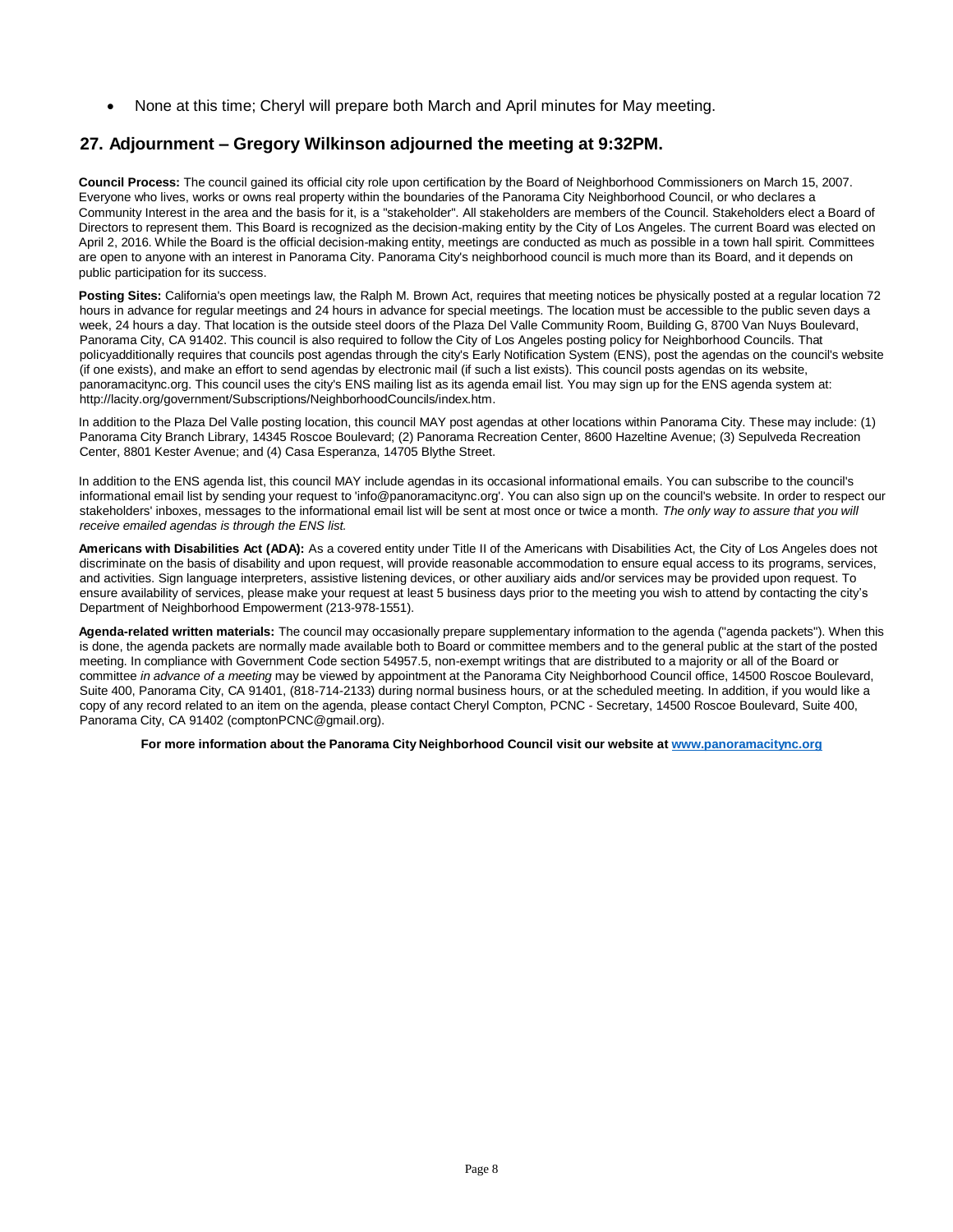- None at this time; Cheryl will prepare both March and April minutes for May meeting.

## 27. Adjournment – Gregory Wilkinson adjourned the meeting at 9:32PM.

**Council Process:** The council gained its official city role upon certification by the Board of Neighborhood Commissioners on March 15, 2007. Everyone who lives, works or owns real property within the boundaries of the Panorama City Neighborhood Council, or who declares a Community Interest in the area and the basis for it, is a "stakeholder". All stakeholders are members of the Council. Stakeholders elect a Board of Directors to represent them. This Board is recognized as the decision-making entity by the City of Los Angeles. The current Board was elected on April 2, 2016. While the Board is the official decision-making entity, meetings are conducted as much as possible in a town hall spirit. Committees are open to anyone with an interest in Panorama City. Panorama City's neighborhood council is much more than its Board, and it depends on public participation for its success.

**Posting Sites:** California's open meetings law, the Ralph M. Brown Act, requires that meeting notices be physically posted at a regular location 72 hours in advance for regular meetings and 24 hours in advance for special meetings. The location must be accessible to the public seven days a week, 24 hours a day. That location is the outside steel doors of the Plaza Del Valle Community Room, Building G, 8700 Van Nuys Boulevard, Panorama City, CA 91402. This council is also required to follow the City of Los Angeles posting policy for Neighborhood Councils. That policyadditionally requires that councils post agendas through the city's Early Notification System (ENS), post the agendas on the council's website (if one exists), and make an effort to send agendas by electronic mail (if such a list exists). This council posts agendas on its website, panoramacitync.org. This council uses the city's ENS mailing list as its agenda email list. You may sign up for the ENS agenda system at: http://lacity.org/government/Subscriptions/NeighborhoodCouncils/index.htm.

In addition to the Plaza Del Valle posting location, this council MAY post agendas at other locations within Panorama City. These may include: (1) Panorama City Branch Library, 14345 Roscoe Boulevard; (2) Panorama Recreation Center, 8600 Hazeltine Avenue; (3) Sepulveda Recreation Center, 8801 Kester Avenue; and (4) Casa Esperanza, 14705 Blythe Street.

In addition to the ENS agenda list, this council MAY include agendas in its occasional informational emails. You can subscribe to the council's informational email list by sending your request to 'info@panoramacitync.org'. You can also sign up on the council's website. In order to respect our stakeholders' inboxes, messages to the informational email list will be sent at most once or twice a month. *The only way to assure that you will receive emailed agendas is through the ENS list.*

**Americans with Disabilities Act (ADA):** As a covered entity under Title II of the Americans with Disabilities Act, the City of Los Angeles does not discriminate on the basis of disability and upon request, will provide reasonable accommodation to ensure equal access to its programs, services, and activities. Sign language interpreters, assistive listening devices, or other auxiliary aids and/or services may be provided upon request. To ensure availability of services, please make your request at least 5 business days prior to the meeting you wish to attend by contacting the city's Department of Neighborhood Empowerment (213-978-1551).

**Agenda-related written materials:** The council may occasionally prepare supplementary information to the agenda ("agenda packets"). When this is done, the agenda packets are normally made available both to Board or committee members and to the general public at the start of the posted meeting. In compliance with Government Code section 54957.5, non-exempt writings that are distributed to a majority or all of the Board or committee *in advance of a meeting* may be viewed by appointment at the Panorama City Neighborhood Council office, 14500 Roscoe Boulevard, Suite 400, Panorama City, CA 91401, (818-714-2133) during normal business hours, or at the scheduled meeting. In addition, if you would like a copy of any record related to an item on the agenda, please contact Cheryl Compton, PCNC - Secretary, 14500 Roscoe Boulevard, Suite 400, Panorama City, CA 91402 (comptonPCNC@gmail.org).

**For more information about the Panorama City Neighborhood Council visit our website at [www.panoramacitync.org](http://www.panoramacitync.org)**